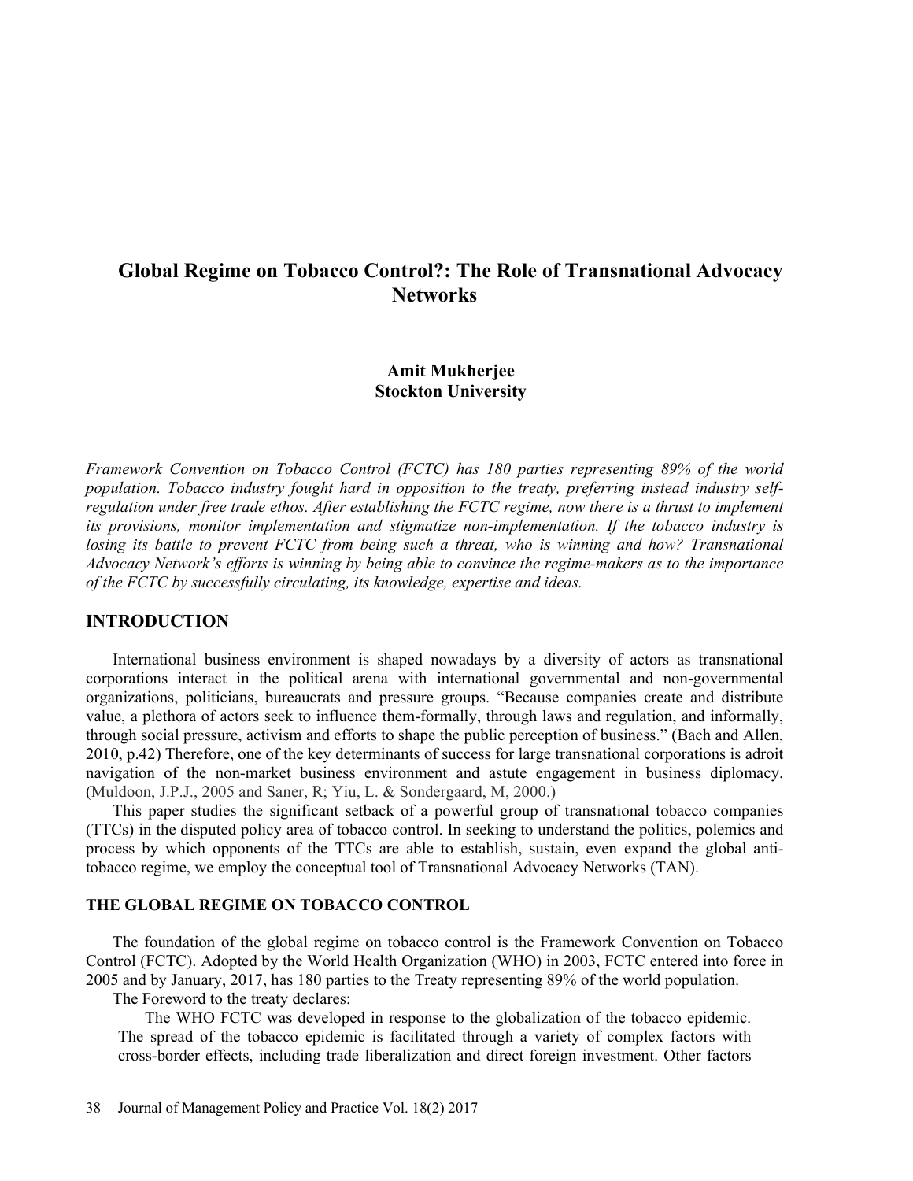# Global Regime on Tobacco Control?: The Role of Transnational Advocacy Networks

**Amit Mukherjee**
**Stockton University**

*Framework Convention on Tobacco Control (FCTC) has 180 parties representing 89% of the world population. Tobacco industry fought hard in opposition to the treaty, preferring instead industry self-regulation under free trade ethos. After establishing the FCTC regime, now there is a thrust to implement its provisions, monitor implementation and stigmatize non-implementation. If the tobacco industry is losing its battle to prevent FCTC from being such a threat, who is winning and how? Transnational Advocacy Network's efforts is winning by being able to convince the regime-makers as to the importance of the FCTC by successfully circulating, its knowledge, expertise and ideas.*

## INTRODUCTION

International business environment is shaped nowadays by a diversity of actors as transnational corporations interact in the political arena with international governmental and non-governmental organizations, politicians, bureaucrats and pressure groups. "Because companies create and distribute value, a plethora of actors seek to influence them-formally, through laws and regulation, and informally, through social pressure, activism and efforts to shape the public perception of business." (Bach and Allen, 2010, p.42) Therefore, one of the key determinants of success for large transnational corporations is adroit navigation of the non-market business environment and astute engagement in business diplomacy. (Muldoon, J.P.J., 2005 and Saner, R; Yiu, L. & Sondergaard, M, 2000.)

This paper studies the significant setback of a powerful group of transnational tobacco companies (TTCs) in the disputed policy area of tobacco control. In seeking to understand the politics, polemics and process by which opponents of the TTCs are able to establish, sustain, even expand the global anti-tobacco regime, we employ the conceptual tool of Transnational Advocacy Networks (TAN).

### THE GLOBAL REGIME ON TOBACCO CONTROL

The foundation of the global regime on tobacco control is the Framework Convention on Tobacco Control (FCTC). Adopted by the World Health Organization (WHO) in 2003, FCTC entered into force in 2005 and by January, 2017, has 180 parties to the Treaty representing 89% of the world population.

The Foreword to the treaty declares:

> The WHO FCTC was developed in response to the globalization of the tobacco epidemic. The spread of the tobacco epidemic is facilitated through a variety of complex factors with cross-border effects, including trade liberalization and direct foreign investment. Other factors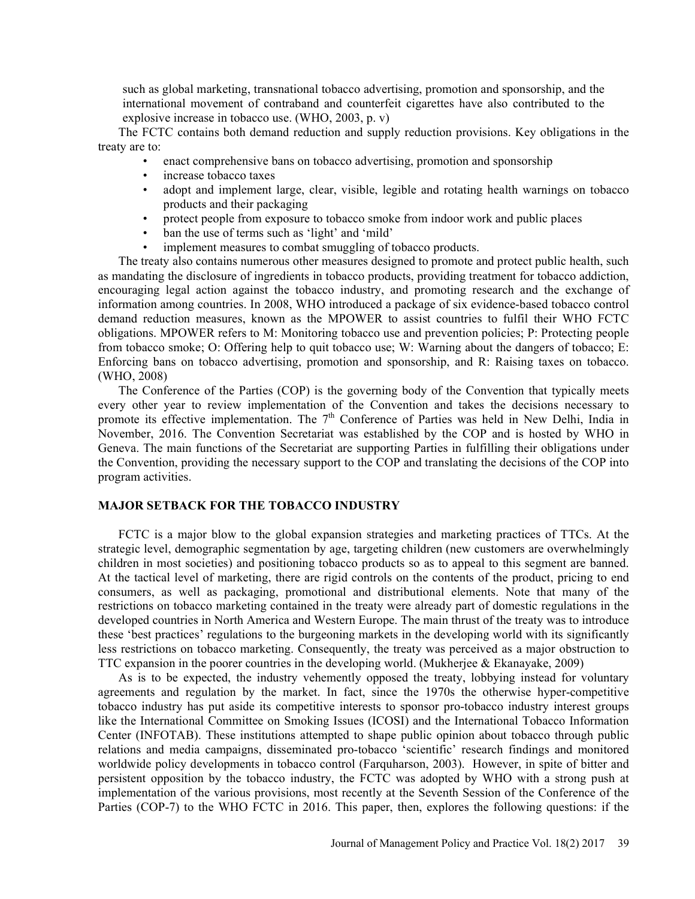such as global marketing, transnational tobacco advertising, promotion and sponsorship, and the international movement of contraband and counterfeit cigarettes have also contributed to the explosive increase in tobacco use. (WHO, 2003, p. v)

The FCTC contains both demand reduction and supply reduction provisions. Key obligations in the treaty are to:

- enact comprehensive bans on tobacco advertising, promotion and sponsorship
- increase tobacco taxes
- adopt and implement large, clear, visible, legible and rotating health warnings on tobacco products and their packaging
- protect people from exposure to tobacco smoke from indoor work and public places
- ban the use of terms such as 'light' and 'mild'
- implement measures to combat smuggling of tobacco products.

The treaty also contains numerous other measures designed to promote and protect public health, such as mandating the disclosure of ingredients in tobacco products, providing treatment for tobacco addiction, encouraging legal action against the tobacco industry, and promoting research and the exchange of information among countries. In 2008, WHO introduced a package of six evidence-based tobacco control demand reduction measures, known as the MPOWER to assist countries to fulfil their WHO FCTC obligations. MPOWER refers to M: Monitoring tobacco use and prevention policies; P: Protecting people from tobacco smoke; O: Offering help to quit tobacco use; W: Warning about the dangers of tobacco; E: Enforcing bans on tobacco advertising, promotion and sponsorship, and R: Raising taxes on tobacco. (WHO, 2008)

The Conference of the Parties (COP) is the governing body of the Convention that typically meets every other year to review implementation of the Convention and takes the decisions necessary to promote its effective implementation. The 7th Conference of Parties was held in New Delhi, India in November, 2016. The Convention Secretariat was established by the COP and is hosted by WHO in Geneva. The main functions of the Secretariat are supporting Parties in fulfilling their obligations under the Convention, providing the necessary support to the COP and translating the decisions of the COP into program activities.

## MAJOR SETBACK FOR THE TOBACCO INDUSTRY

FCTC is a major blow to the global expansion strategies and marketing practices of TTCs. At the strategic level, demographic segmentation by age, targeting children (new customers are overwhelmingly children in most societies) and positioning tobacco products so as to appeal to this segment are banned. At the tactical level of marketing, there are rigid controls on the contents of the product, pricing to end consumers, as well as packaging, promotional and distributional elements. Note that many of the restrictions on tobacco marketing contained in the treaty were already part of domestic regulations in the developed countries in North America and Western Europe. The main thrust of the treaty was to introduce these 'best practices' regulations to the burgeoning markets in the developing world with its significantly less restrictions on tobacco marketing. Consequently, the treaty was perceived as a major obstruction to TTC expansion in the poorer countries in the developing world. (Mukherjee & Ekanayake, 2009)

As is to be expected, the industry vehemently opposed the treaty, lobbying instead for voluntary agreements and regulation by the market. In fact, since the 1970s the otherwise hyper-competitive tobacco industry has put aside its competitive interests to sponsor pro-tobacco industry interest groups like the International Committee on Smoking Issues (ICOSI) and the International Tobacco Information Center (INFOTAB). These institutions attempted to shape public opinion about tobacco through public relations and media campaigns, disseminated pro-tobacco 'scientific' research findings and monitored worldwide policy developments in tobacco control (Farquharson, 2003). However, in spite of bitter and persistent opposition by the tobacco industry, the FCTC was adopted by WHO with a strong push at implementation of the various provisions, most recently at the Seventh Session of the Conference of the Parties (COP-7) to the WHO FCTC in 2016. This paper, then, explores the following questions: if the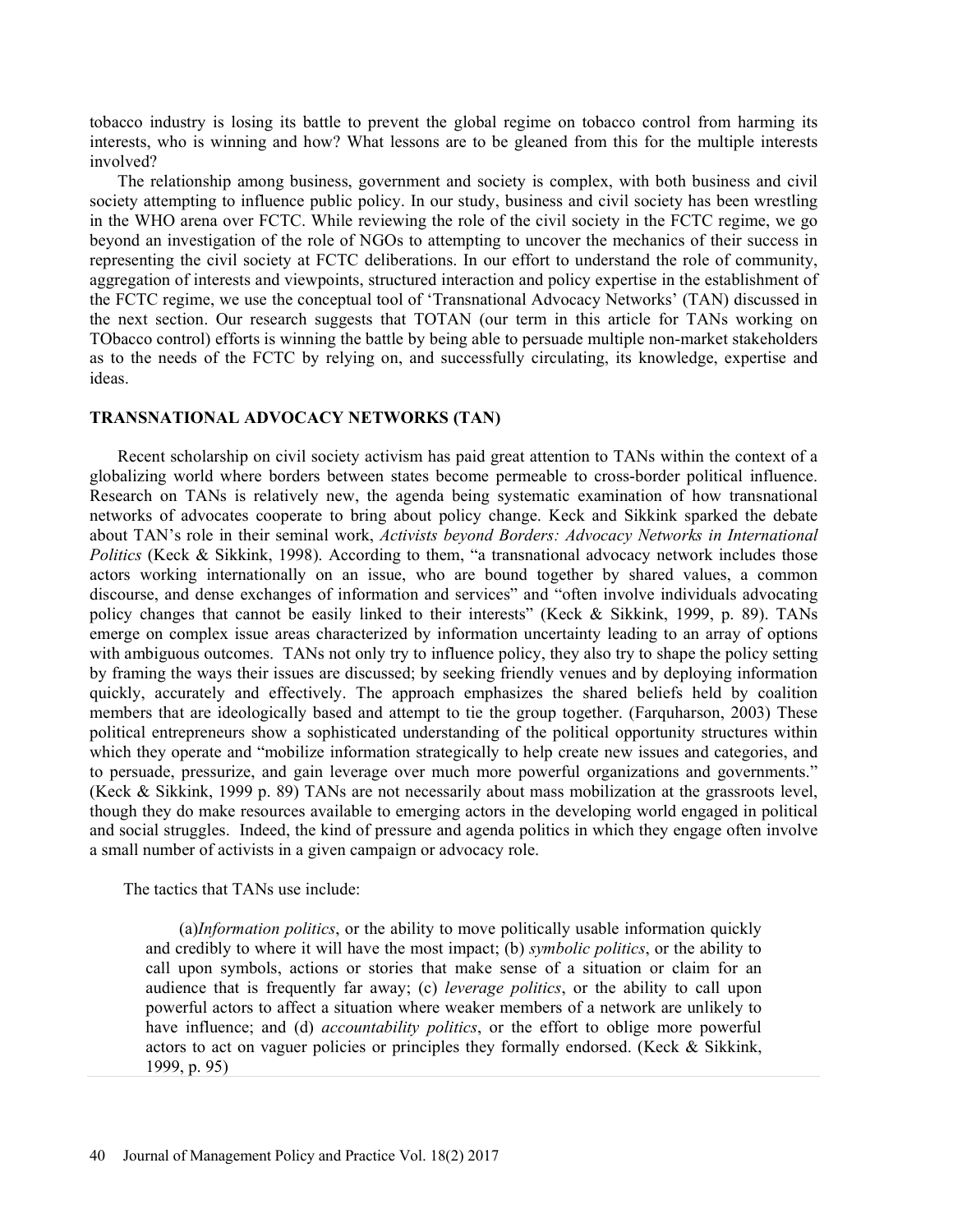tobacco industry is losing its battle to prevent the global regime on tobacco control from harming its interests, who is winning and how? What lessons are to be gleaned from this for the multiple interests involved?

The relationship among business, government and society is complex, with both business and civil society attempting to influence public policy. In our study, business and civil society has been wrestling in the WHO arena over FCTC. While reviewing the role of the civil society in the FCTC regime, we go beyond an investigation of the role of NGOs to attempting to uncover the mechanics of their success in representing the civil society at FCTC deliberations. In our effort to understand the role of community, aggregation of interests and viewpoints, structured interaction and policy expertise in the establishment of the FCTC regime, we use the conceptual tool of 'Transnational Advocacy Networks' (TAN) discussed in the next section. Our research suggests that TOTAN (our term in this article for TANs working on TObacco control) efforts is winning the battle by being able to persuade multiple non-market stakeholders as to the needs of the FCTC by relying on, and successfully circulating, its knowledge, expertise and ideas.

## TRANSNATIONAL ADVOCACY NETWORKS (TAN)

Recent scholarship on civil society activism has paid great attention to TANs within the context of a globalizing world where borders between states become permeable to cross-border political influence. Research on TANs is relatively new, the agenda being systematic examination of how transnational networks of advocates cooperate to bring about policy change. Keck and Sikkink sparked the debate about TAN's role in their seminal work, *Activists beyond Borders: Advocacy Networks in International Politics* (Keck & Sikkink, 1998). According to them, "a transnational advocacy network includes those actors working internationally on an issue, who are bound together by shared values, a common discourse, and dense exchanges of information and services" and "often involve individuals advocating policy changes that cannot be easily linked to their interests" (Keck & Sikkink, 1999, p. 89). TANs emerge on complex issue areas characterized by information uncertainty leading to an array of options with ambiguous outcomes. TANs not only try to influence policy, they also try to shape the policy setting by framing the ways their issues are discussed; by seeking friendly venues and by deploying information quickly, accurately and effectively. The approach emphasizes the shared beliefs held by coalition members that are ideologically based and attempt to tie the group together. (Farquharson, 2003) These political entrepreneurs show a sophisticated understanding of the political opportunity structures within which they operate and "mobilize information strategically to help create new issues and categories, and to persuade, pressurize, and gain leverage over much more powerful organizations and governments." (Keck & Sikkink, 1999 p. 89) TANs are not necessarily about mass mobilization at the grassroots level, though they do make resources available to emerging actors in the developing world engaged in political and social struggles. Indeed, the kind of pressure and agenda politics in which they engage often involve a small number of activists in a given campaign or advocacy role.

The tactics that TANs use include:

> (a) *Information politics*, or the ability to move politically usable information quickly and credibly to where it will have the most impact; (b) *symbolic politics*, or the ability to call upon symbols, actions or stories that make sense of a situation or claim for an audience that is frequently far away; (c) *leverage politics*, or the ability to call upon powerful actors to affect a situation where weaker members of a network are unlikely to have influence; and (d) *accountability politics*, or the effort to oblige more powerful actors to act on vaguer policies or principles they formally endorsed. (Keck & Sikkink, 1999, p. 95)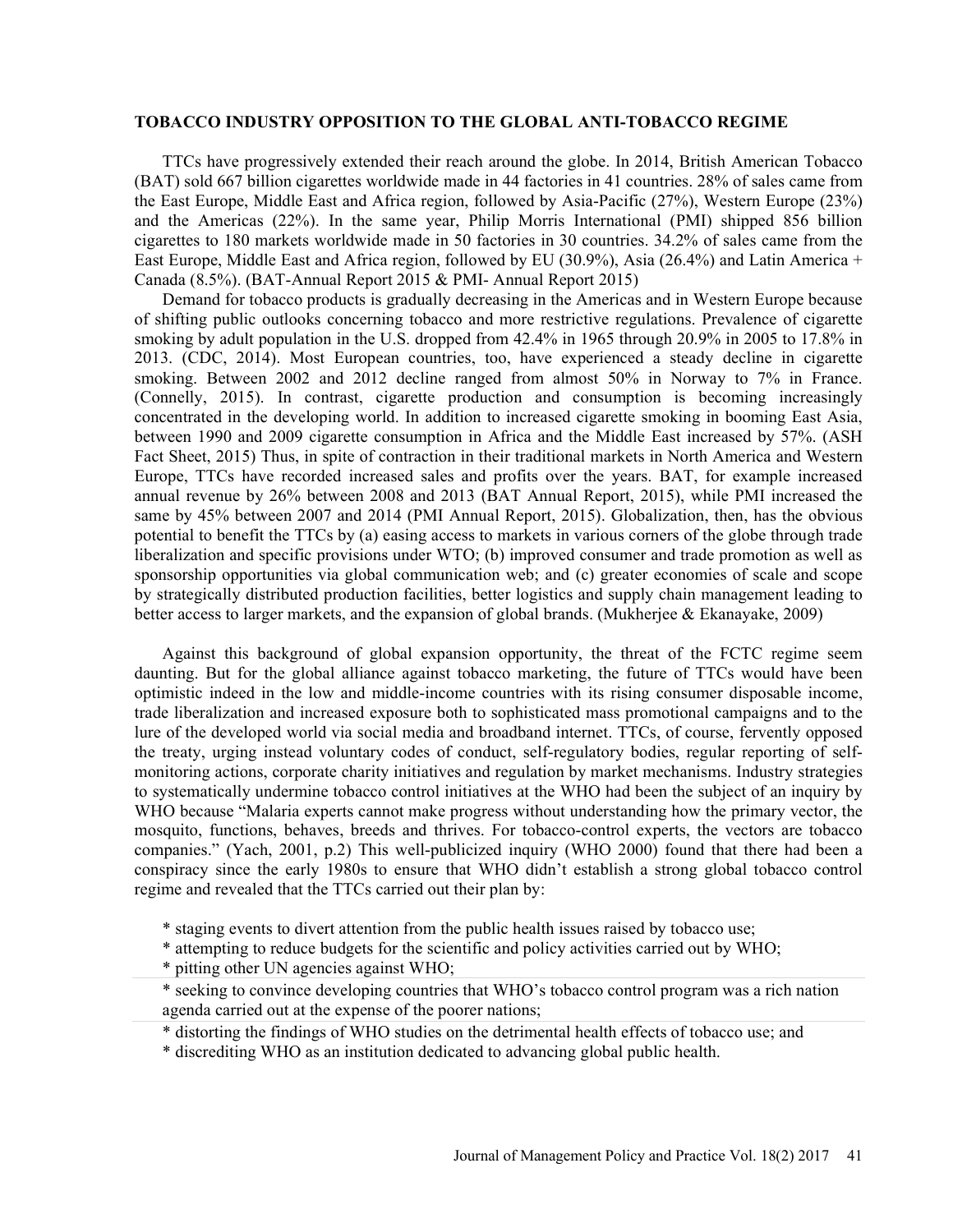## TOBACCO INDUSTRY OPPOSITION TO THE GLOBAL ANTI-TOBACCO REGIME

TTCs have progressively extended their reach around the globe. In 2014, British American Tobacco (BAT) sold 667 billion cigarettes worldwide made in 44 factories in 41 countries. 28% of sales came from the East Europe, Middle East and Africa region, followed by Asia-Pacific (27%), Western Europe (23%) and the Americas (22%). In the same year, Philip Morris International (PMI) shipped 856 billion cigarettes to 180 markets worldwide made in 50 factories in 30 countries. 34.2% of sales came from the East Europe, Middle East and Africa region, followed by EU (30.9%), Asia (26.4%) and Latin America + Canada (8.5%). (BAT-Annual Report 2015 & PMI- Annual Report 2015)

Demand for tobacco products is gradually decreasing in the Americas and in Western Europe because of shifting public outlooks concerning tobacco and more restrictive regulations. Prevalence of cigarette smoking by adult population in the U.S. dropped from 42.4% in 1965 through 20.9% in 2005 to 17.8% in 2013. (CDC, 2014). Most European countries, too, have experienced a steady decline in cigarette smoking. Between 2002 and 2012 decline ranged from almost 50% in Norway to 7% in France. (Connelly, 2015). In contrast, cigarette production and consumption is becoming increasingly concentrated in the developing world. In addition to increased cigarette smoking in booming East Asia, between 1990 and 2009 cigarette consumption in Africa and the Middle East increased by 57%. (ASH Fact Sheet, 2015) Thus, in spite of contraction in their traditional markets in North America and Western Europe, TTCs have recorded increased sales and profits over the years. BAT, for example increased annual revenue by 26% between 2008 and 2013 (BAT Annual Report, 2015), while PMI increased the same by 45% between 2007 and 2014 (PMI Annual Report, 2015). Globalization, then, has the obvious potential to benefit the TTCs by (a) easing access to markets in various corners of the globe through trade liberalization and specific provisions under WTO; (b) improved consumer and trade promotion as well as sponsorship opportunities via global communication web; and (c) greater economies of scale and scope by strategically distributed production facilities, better logistics and supply chain management leading to better access to larger markets, and the expansion of global brands. (Mukherjee & Ekanayake, 2009)

Against this background of global expansion opportunity, the threat of the FCTC regime seem daunting. But for the global alliance against tobacco marketing, the future of TTCs would have been optimistic indeed in the low and middle-income countries with its rising consumer disposable income, trade liberalization and increased exposure both to sophisticated mass promotional campaigns and to the lure of the developed world via social media and broadband internet. TTCs, of course, fervently opposed the treaty, urging instead voluntary codes of conduct, self-regulatory bodies, regular reporting of self-monitoring actions, corporate charity initiatives and regulation by market mechanisms. Industry strategies to systematically undermine tobacco control initiatives at the WHO had been the subject of an inquiry by WHO because "Malaria experts cannot make progress without understanding how the primary vector, the mosquito, functions, behaves, breeds and thrives. For tobacco-control experts, the vectors are tobacco companies." (Yach, 2001, p.2) This well-publicized inquiry (WHO 2000) found that there had been a conspiracy since the early 1980s to ensure that WHO didn't establish a strong global tobacco control regime and revealed that the TTCs carried out their plan by:

* staging events to divert attention from the public health issues raised by tobacco use;
* attempting to reduce budgets for the scientific and policy activities carried out by WHO;
* pitting other UN agencies against WHO;
* seeking to convince developing countries that WHO's tobacco control program was a rich nation agenda carried out at the expense of the poorer nations;
* distorting the findings of WHO studies on the detrimental health effects of tobacco use; and
* discrediting WHO as an institution dedicated to advancing global public health.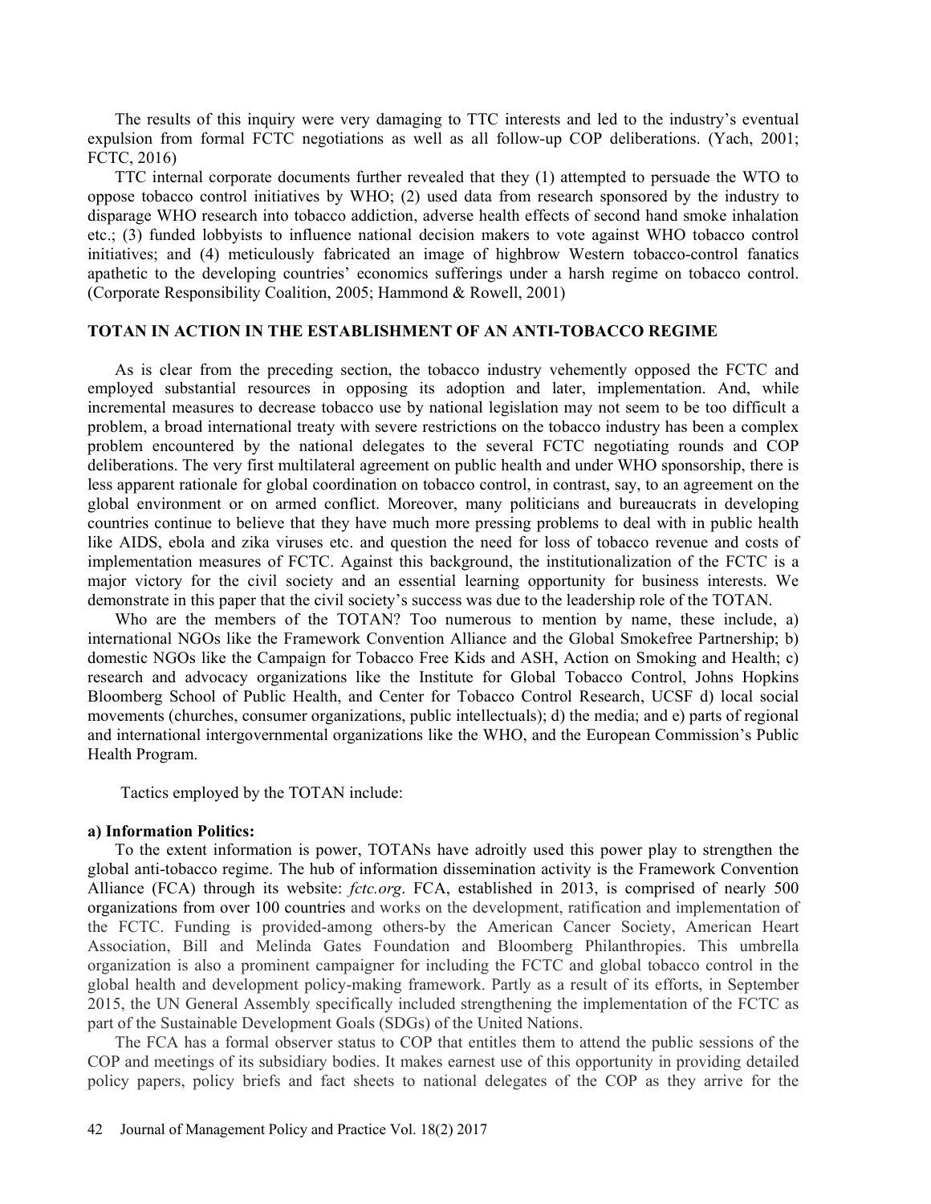The results of this inquiry were very damaging to TTC interests and led to the industry's eventual expulsion from formal FCTC negotiations as well as all follow-up COP deliberations. (Yach, 2001; FCTC, 2016)

TTC internal corporate documents further revealed that they (1) attempted to persuade the WTO to oppose tobacco control initiatives by WHO; (2) used data from research sponsored by the industry to disparage WHO research into tobacco addiction, adverse health effects of second hand smoke inhalation etc.; (3) funded lobbyists to influence national decision makers to vote against WHO tobacco control initiatives; and (4) meticulously fabricated an image of highbrow Western tobacco-control fanatics apathetic to the developing countries' economics sufferings under a harsh regime on tobacco control. (Corporate Responsibility Coalition, 2005; Hammond & Rowell, 2001)

## TOTAN IN ACTION IN THE ESTABLISHMENT OF AN ANTI-TOBACCO REGIME

As is clear from the preceding section, the tobacco industry vehemently opposed the FCTC and employed substantial resources in opposing its adoption and later, implementation. And, while incremental measures to decrease tobacco use by national legislation may not seem to be too difficult a problem, a broad international treaty with severe restrictions on the tobacco industry has been a complex problem encountered by the national delegates to the several FCTC negotiating rounds and COP deliberations. The very first multilateral agreement on public health and under WHO sponsorship, there is less apparent rationale for global coordination on tobacco control, in contrast, say, to an agreement on the global environment or on armed conflict. Moreover, many politicians and bureaucrats in developing countries continue to believe that they have much more pressing problems to deal with in public health like AIDS, ebola and zika viruses etc. and question the need for loss of tobacco revenue and costs of implementation measures of FCTC. Against this background, the institutionalization of the FCTC is a major victory for the civil society and an essential learning opportunity for business interests. We demonstrate in this paper that the civil society's success was due to the leadership role of the TOTAN.

Who are the members of the TOTAN? Too numerous to mention by name, these include, a) international NGOs like the Framework Convention Alliance and the Global Smokefree Partnership; b) domestic NGOs like the Campaign for Tobacco Free Kids and ASH, Action on Smoking and Health; c) research and advocacy organizations like the Institute for Global Tobacco Control, Johns Hopkins Bloomberg School of Public Health, and Center for Tobacco Control Research, UCSF d) local social movements (churches, consumer organizations, public intellectuals); d) the media; and e) parts of regional and international intergovernmental organizations like the WHO, and the European Commission's Public Health Program.

Tactics employed by the TOTAN include:

**a) Information Politics:**

To the extent information is power, TOTANs have adroitly used this power play to strengthen the global anti-tobacco regime. The hub of information dissemination activity is the Framework Convention Alliance (FCA) through its website: *fctc.org*. FCA, established in 2013, is comprised of nearly 500 organizations from over 100 countries and works on the development, ratification and implementation of the FCTC. Funding is provided-among others-by the American Cancer Society, American Heart Association, Bill and Melinda Gates Foundation and Bloomberg Philanthropies. This umbrella organization is also a prominent campaigner for including the FCTC and global tobacco control in the global health and development policy-making framework. Partly as a result of its efforts, in September 2015, the UN General Assembly specifically included strengthening the implementation of the FCTC as part of the Sustainable Development Goals (SDGs) of the United Nations.

The FCA has a formal observer status to COP that entitles them to attend the public sessions of the COP and meetings of its subsidiary bodies. It makes earnest use of this opportunity in providing detailed policy papers, policy briefs and fact sheets to national delegates of the COP as they arrive for the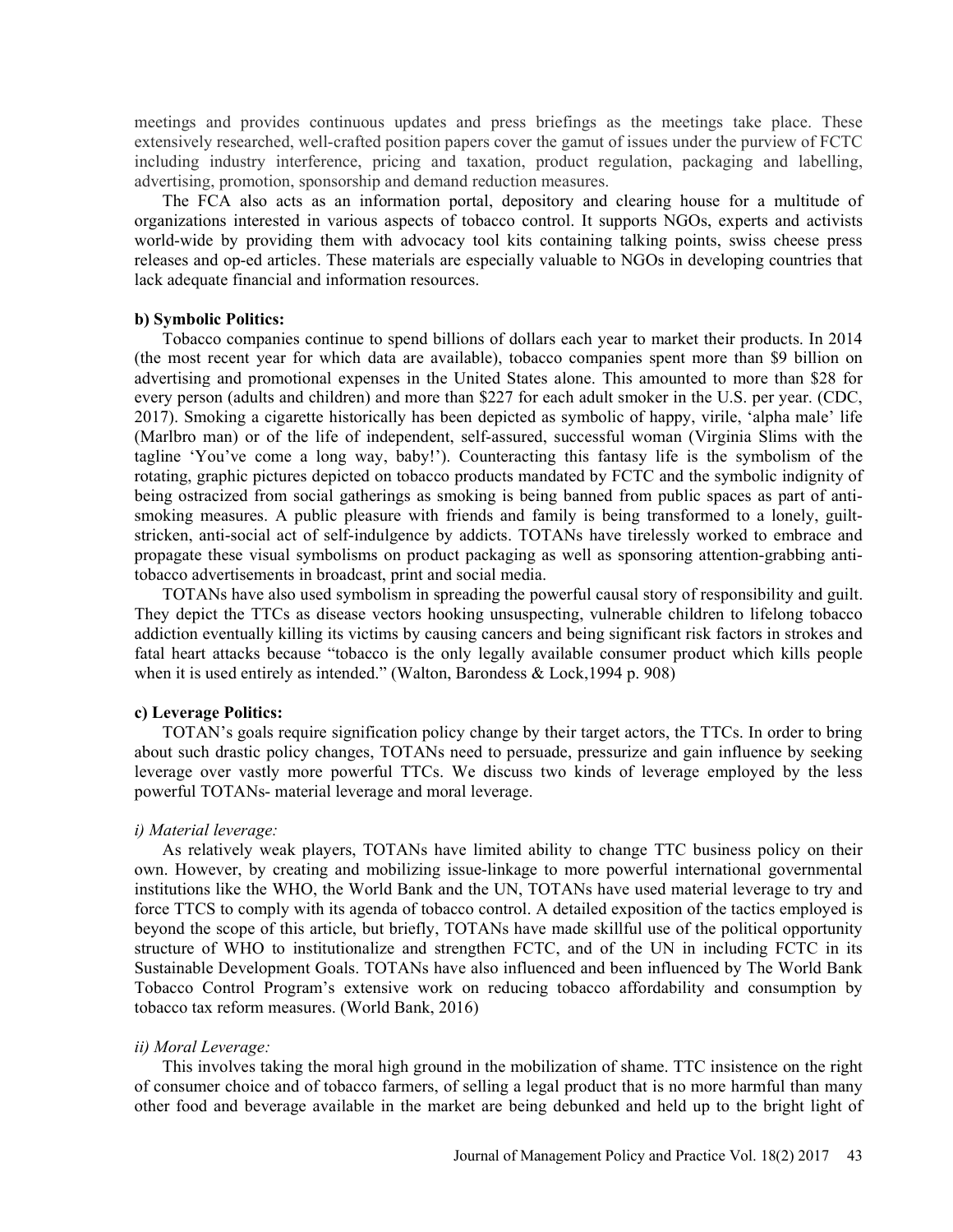meetings and provides continuous updates and press briefings as the meetings take place. These extensively researched, well-crafted position papers cover the gamut of issues under the purview of FCTC including industry interference, pricing and taxation, product regulation, packaging and labelling, advertising, promotion, sponsorship and demand reduction measures.

The FCA also acts as an information portal, depository and clearing house for a multitude of organizations interested in various aspects of tobacco control. It supports NGOs, experts and activists world-wide by providing them with advocacy tool kits containing talking points, swiss cheese press releases and op-ed articles. These materials are especially valuable to NGOs in developing countries that lack adequate financial and information resources.

**b) Symbolic Politics:**

Tobacco companies continue to spend billions of dollars each year to market their products. In 2014 (the most recent year for which data are available), tobacco companies spent more than $9 billion on advertising and promotional expenses in the United States alone. This amounted to more than $28 for every person (adults and children) and more than $227 for each adult smoker in the U.S. per year. (CDC, 2017). Smoking a cigarette historically has been depicted as symbolic of happy, virile, 'alpha male' life (Marlbro man) or of the life of independent, self-assured, successful woman (Virginia Slims with the tagline 'You've come a long way, baby!'). Counteracting this fantasy life is the symbolism of the rotating, graphic pictures depicted on tobacco products mandated by FCTC and the symbolic indignity of being ostracized from social gatherings as smoking is being banned from public spaces as part of anti-smoking measures. A public pleasure with friends and family is being transformed to a lonely, guilt-stricken, anti-social act of self-indulgence by addicts. TOTANs have tirelessly worked to embrace and propagate these visual symbolisms on product packaging as well as sponsoring attention-grabbing anti-tobacco advertisements in broadcast, print and social media.

TOTANs have also used symbolism in spreading the powerful causal story of responsibility and guilt. They depict the TTCs as disease vectors hooking unsuspecting, vulnerable children to lifelong tobacco addiction eventually killing its victims by causing cancers and being significant risk factors in strokes and fatal heart attacks because "tobacco is the only legally available consumer product which kills people when it is used entirely as intended." (Walton, Barondess & Lock,1994 p. 908)

**c) Leverage Politics:**

TOTAN's goals require signification policy change by their target actors, the TTCs. In order to bring about such drastic policy changes, TOTANs need to persuade, pressurize and gain influence by seeking leverage over vastly more powerful TTCs. We discuss two kinds of leverage employed by the less powerful TOTANs- material leverage and moral leverage.

*i) Material leverage:*

As relatively weak players, TOTANs have limited ability to change TTC business policy on their own. However, by creating and mobilizing issue-linkage to more powerful international governmental institutions like the WHO, the World Bank and the UN, TOTANs have used material leverage to try and force TTCS to comply with its agenda of tobacco control. A detailed exposition of the tactics employed is beyond the scope of this article, but briefly, TOTANs have made skillful use of the political opportunity structure of WHO to institutionalize and strengthen FCTC, and of the UN in including FCTC in its Sustainable Development Goals. TOTANs have also influenced and been influenced by The World Bank Tobacco Control Program's extensive work on reducing tobacco affordability and consumption by tobacco tax reform measures. (World Bank, 2016)

*ii) Moral Leverage:*

This involves taking the moral high ground in the mobilization of shame. TTC insistence on the right of consumer choice and of tobacco farmers, of selling a legal product that is no more harmful than many other food and beverage available in the market are being debunked and held up to the bright light of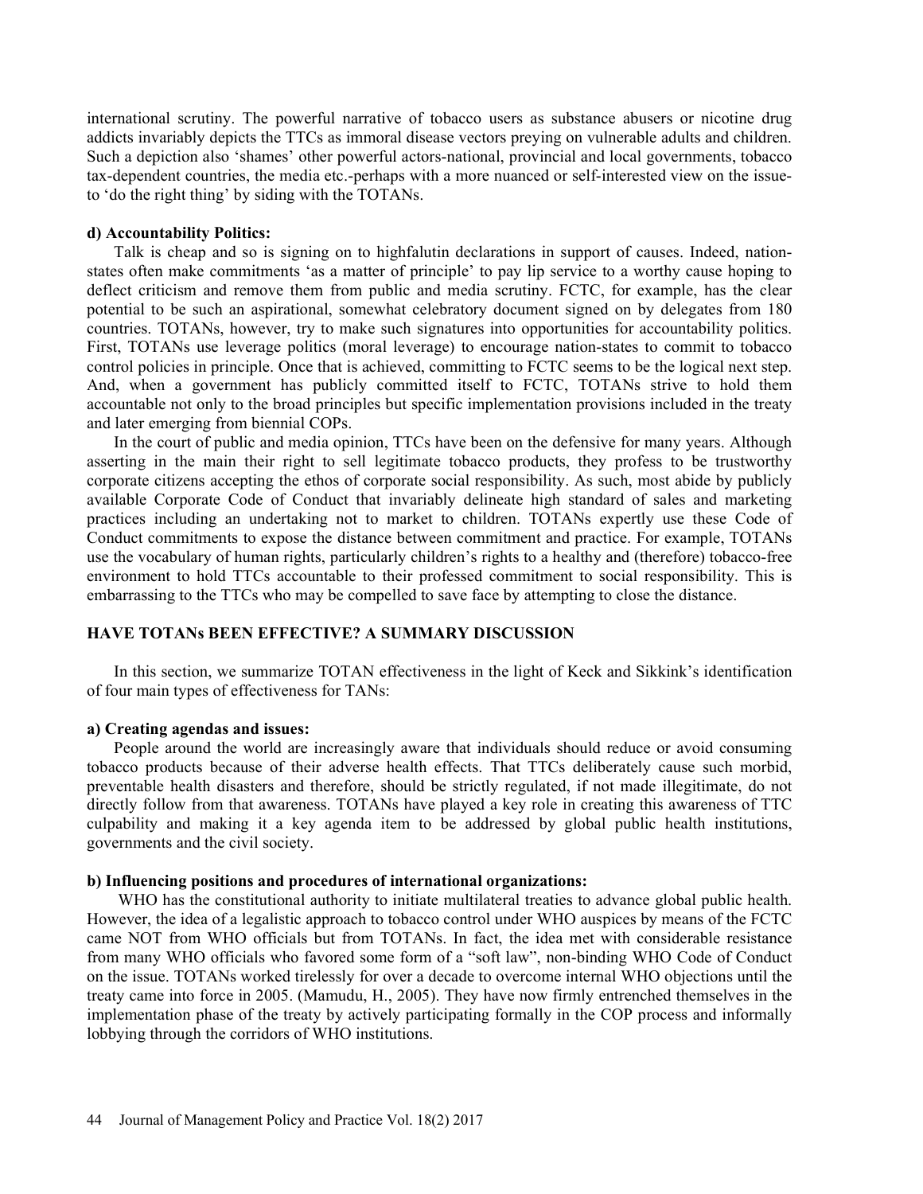international scrutiny. The powerful narrative of tobacco users as substance abusers or nicotine drug addicts invariably depicts the TTCs as immoral disease vectors preying on vulnerable adults and children. Such a depiction also 'shames' other powerful actors-national, provincial and local governments, tobacco tax-dependent countries, the media etc.-perhaps with a more nuanced or self-interested view on the issue-to 'do the right thing' by siding with the TOTANs.

#### d) Accountability Politics:

Talk is cheap and so is signing on to highfalutin declarations in support of causes. Indeed, nation-states often make commitments 'as a matter of principle' to pay lip service to a worthy cause hoping to deflect criticism and remove them from public and media scrutiny. FCTC, for example, has the clear potential to be such an aspirational, somewhat celebratory document signed on by delegates from 180 countries. TOTANs, however, try to make such signatures into opportunities for accountability politics. First, TOTANs use leverage politics (moral leverage) to encourage nation-states to commit to tobacco control policies in principle. Once that is achieved, committing to FCTC seems to be the logical next step. And, when a government has publicly committed itself to FCTC, TOTANs strive to hold them accountable not only to the broad principles but specific implementation provisions included in the treaty and later emerging from biennial COPs.

In the court of public and media opinion, TTCs have been on the defensive for many years. Although asserting in the main their right to sell legitimate tobacco products, they profess to be trustworthy corporate citizens accepting the ethos of corporate social responsibility. As such, most abide by publicly available Corporate Code of Conduct that invariably delineate high standard of sales and marketing practices including an undertaking not to market to children. TOTANs expertly use these Code of Conduct commitments to expose the distance between commitment and practice. For example, TOTANs use the vocabulary of human rights, particularly children's rights to a healthy and (therefore) tobacco-free environment to hold TTCs accountable to their professed commitment to social responsibility. This is embarrassing to the TTCs who may be compelled to save face by attempting to close the distance.

## HAVE TOTANs BEEN EFFECTIVE? A SUMMARY DISCUSSION

In this section, we summarize TOTAN effectiveness in the light of Keck and Sikkink's identification of four main types of effectiveness for TANs:

#### a) Creating agendas and issues:

People around the world are increasingly aware that individuals should reduce or avoid consuming tobacco products because of their adverse health effects. That TTCs deliberately cause such morbid, preventable health disasters and therefore, should be strictly regulated, if not made illegitimate, do not directly follow from that awareness. TOTANs have played a key role in creating this awareness of TTC culpability and making it a key agenda item to be addressed by global public health institutions, governments and the civil society.

#### b) Influencing positions and procedures of international organizations:

WHO has the constitutional authority to initiate multilateral treaties to advance global public health. However, the idea of a legalistic approach to tobacco control under WHO auspices by means of the FCTC came NOT from WHO officials but from TOTANs. In fact, the idea met with considerable resistance from many WHO officials who favored some form of a "soft law", non-binding WHO Code of Conduct on the issue. TOTANs worked tirelessly for over a decade to overcome internal WHO objections until the treaty came into force in 2005. (Mamudu, H., 2005). They have now firmly entrenched themselves in the implementation phase of the treaty by actively participating formally in the COP process and informally lobbying through the corridors of WHO institutions.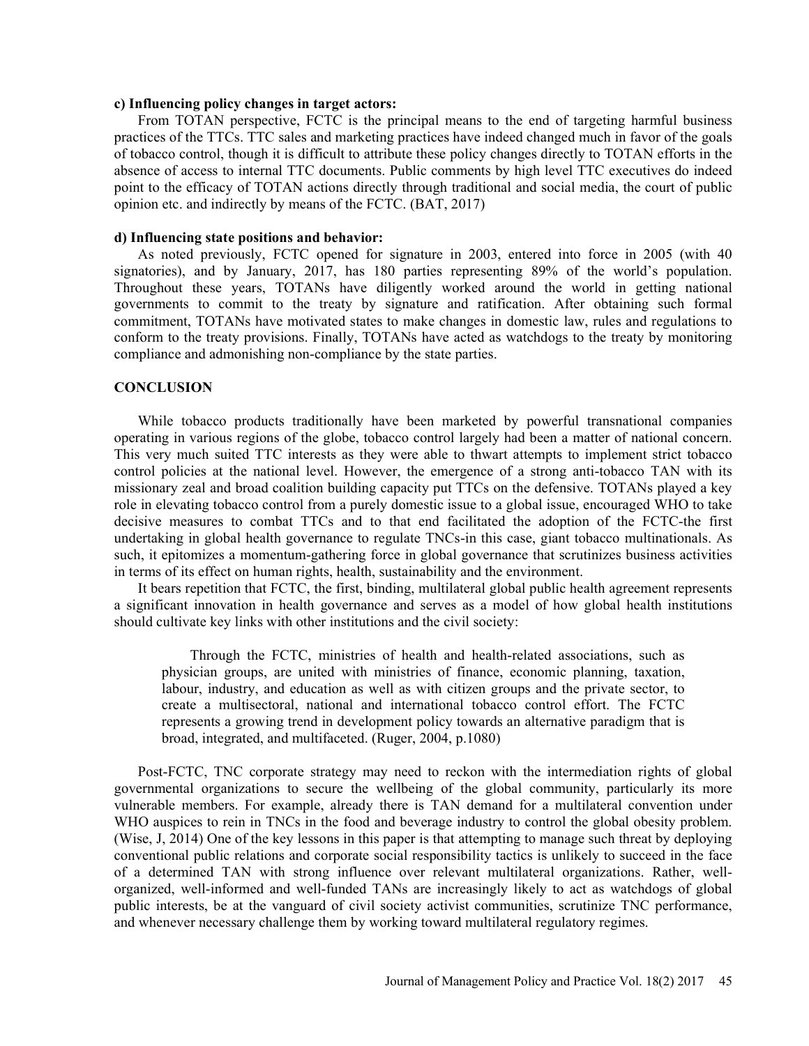**c) Influencing policy changes in target actors:**

From TOTAN perspective, FCTC is the principal means to the end of targeting harmful business practices of the TTCs. TTC sales and marketing practices have indeed changed much in favor of the goals of tobacco control, though it is difficult to attribute these policy changes directly to TOTAN efforts in the absence of access to internal TTC documents. Public comments by high level TTC executives do indeed point to the efficacy of TOTAN actions directly through traditional and social media, the court of public opinion etc. and indirectly by means of the FCTC. (BAT, 2017)

**d) Influencing state positions and behavior:**

As noted previously, FCTC opened for signature in 2003, entered into force in 2005 (with 40 signatories), and by January, 2017, has 180 parties representing 89% of the world's population. Throughout these years, TOTANs have diligently worked around the world in getting national governments to commit to the treaty by signature and ratification. After obtaining such formal commitment, TOTANs have motivated states to make changes in domestic law, rules and regulations to conform to the treaty provisions. Finally, TOTANs have acted as watchdogs to the treaty by monitoring compliance and admonishing non-compliance by the state parties.

## CONCLUSION

While tobacco products traditionally have been marketed by powerful transnational companies operating in various regions of the globe, tobacco control largely had been a matter of national concern. This very much suited TTC interests as they were able to thwart attempts to implement strict tobacco control policies at the national level. However, the emergence of a strong anti-tobacco TAN with its missionary zeal and broad coalition building capacity put TTCs on the defensive. TOTANs played a key role in elevating tobacco control from a purely domestic issue to a global issue, encouraged WHO to take decisive measures to combat TTCs and to that end facilitated the adoption of the FCTC-the first undertaking in global health governance to regulate TNCs-in this case, giant tobacco multinationals. As such, it epitomizes a momentum-gathering force in global governance that scrutinizes business activities in terms of its effect on human rights, health, sustainability and the environment.

It bears repetition that FCTC, the first, binding, multilateral global public health agreement represents a significant innovation in health governance and serves as a model of how global health institutions should cultivate key links with other institutions and the civil society:

> Through the FCTC, ministries of health and health-related associations, such as physician groups, are united with ministries of finance, economic planning, taxation, labour, industry, and education as well as with citizen groups and the private sector, to create a multisectoral, national and international tobacco control effort. The FCTC represents a growing trend in development policy towards an alternative paradigm that is broad, integrated, and multifaceted. (Ruger, 2004, p.1080)

Post-FCTC, TNC corporate strategy may need to reckon with the intermediation rights of global governmental organizations to secure the wellbeing of the global community, particularly its more vulnerable members. For example, already there is TAN demand for a multilateral convention under WHO auspices to rein in TNCs in the food and beverage industry to control the global obesity problem. (Wise, J, 2014) One of the key lessons in this paper is that attempting to manage such threat by deploying conventional public relations and corporate social responsibility tactics is unlikely to succeed in the face of a determined TAN with strong influence over relevant multilateral organizations. Rather, well-organized, well-informed and well-funded TANs are increasingly likely to act as watchdogs of global public interests, be at the vanguard of civil society activist communities, scrutinize TNC performance, and whenever necessary challenge them by working toward multilateral regulatory regimes.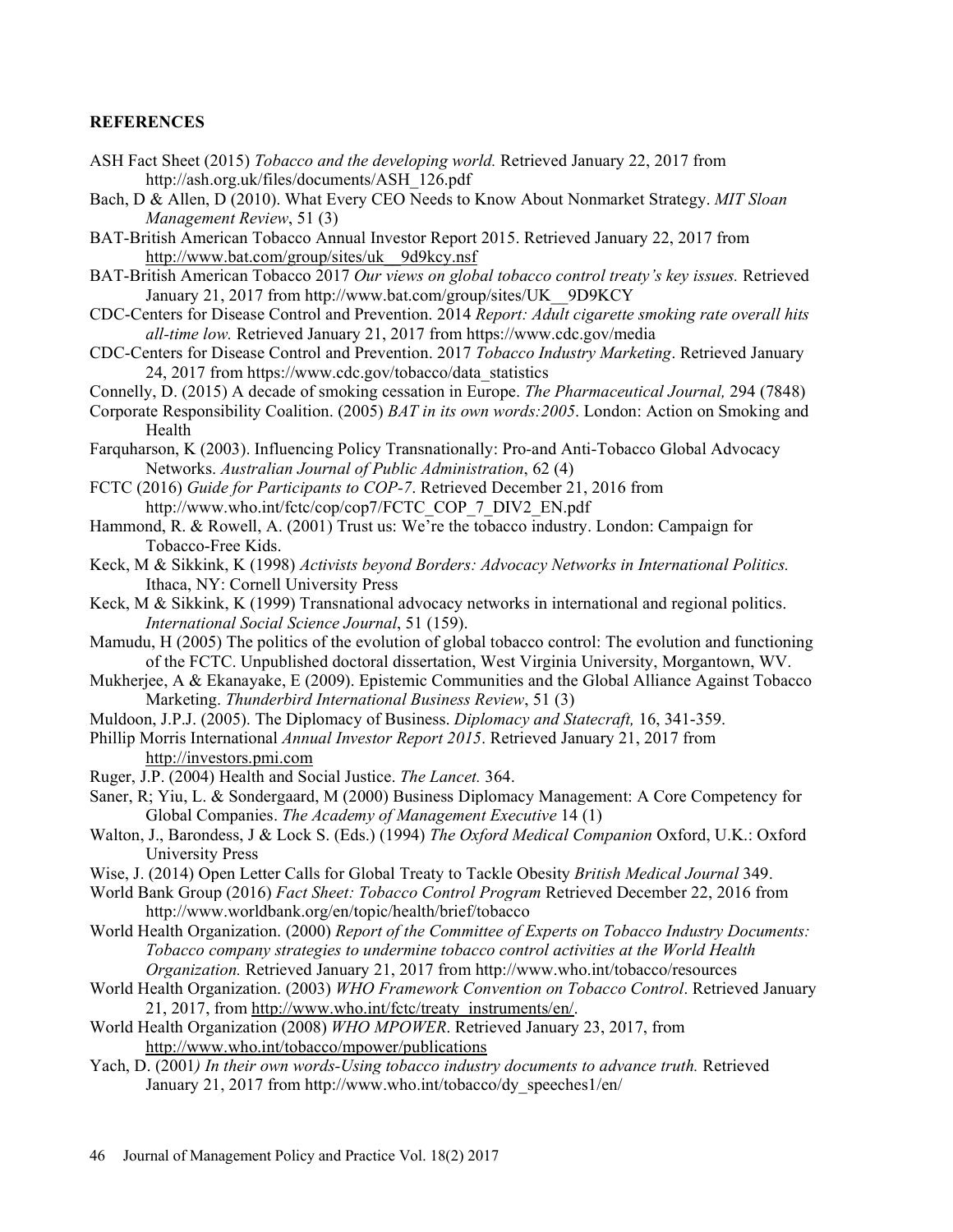## REFERENCES

ASH Fact Sheet (2015) *Tobacco and the developing world.* Retrieved January 22, 2017 from http://ash.org.uk/files/documents/ASH_126.pdf

Bach, D & Allen, D (2010). What Every CEO Needs to Know About Nonmarket Strategy. *MIT Sloan Management Review*, 51 (3)

BAT-British American Tobacco Annual Investor Report 2015. Retrieved January 22, 2017 from http://www.bat.com/group/sites/uk__9d9kcy.nsf

BAT-British American Tobacco 2017 *Our views on global tobacco control treaty's key issues.* Retrieved January 21, 2017 from http://www.bat.com/group/sites/UK__9D9KCY

CDC-Centers for Disease Control and Prevention. 2014 *Report: Adult cigarette smoking rate overall hits all-time low.* Retrieved January 21, 2017 from https://www.cdc.gov/media

CDC-Centers for Disease Control and Prevention. 2017 *Tobacco Industry Marketing*. Retrieved January 24, 2017 from https://www.cdc.gov/tobacco/data_statistics

Connelly, D. (2015) A decade of smoking cessation in Europe. *The Pharmaceutical Journal,* 294 (7848)

Corporate Responsibility Coalition. (2005) *BAT in its own words:2005*. London: Action on Smoking and Health

Farquharson, K (2003). Influencing Policy Transnationally: Pro-and Anti-Tobacco Global Advocacy Networks. *Australian Journal of Public Administration*, 62 (4)

FCTC (2016) *Guide for Participants to COP-7*. Retrieved December 21, 2016 from http://www.who.int/fctc/cop/cop7/FCTC_COP_7_DIV2_EN.pdf

Hammond, R. & Rowell, A. (2001) Trust us: We're the tobacco industry. London: Campaign for Tobacco-Free Kids.

Keck, M & Sikkink, K (1998) *Activists beyond Borders: Advocacy Networks in International Politics.* Ithaca, NY: Cornell University Press

Keck, M & Sikkink, K (1999) Transnational advocacy networks in international and regional politics. *International Social Science Journal*, 51 (159).

Mamudu, H (2005) The politics of the evolution of global tobacco control: The evolution and functioning of the FCTC. Unpublished doctoral dissertation, West Virginia University, Morgantown, WV.

Mukherjee, A & Ekanayake, E (2009). Epistemic Communities and the Global Alliance Against Tobacco Marketing. *Thunderbird International Business Review*, 51 (3)

Muldoon, J.P.J. (2005). The Diplomacy of Business. *Diplomacy and Statecraft,* 16, 341-359.

Phillip Morris International *Annual Investor Report 2015*. Retrieved January 21, 2017 from http://investors.pmi.com

Ruger, J.P. (2004) Health and Social Justice. *The Lancet.* 364.

Saner, R; Yiu, L. & Sondergaard, M (2000) Business Diplomacy Management: A Core Competency for Global Companies. *The Academy of Management Executive* 14 (1)

Walton, J., Barondess, J & Lock S. (Eds.) (1994) *The Oxford Medical Companion* Oxford, U.K.: Oxford University Press

Wise, J. (2014) Open Letter Calls for Global Treaty to Tackle Obesity *British Medical Journal* 349.

World Bank Group (2016) *Fact Sheet: Tobacco Control Program* Retrieved December 22, 2016 from http://www.worldbank.org/en/topic/health/brief/tobacco

World Health Organization. (2000) *Report of the Committee of Experts on Tobacco Industry Documents: Tobacco company strategies to undermine tobacco control activities at the World Health Organization.* Retrieved January 21, 2017 from http://www.who.int/tobacco/resources

World Health Organization. (2003) *WHO Framework Convention on Tobacco Control*. Retrieved January 21, 2017, from http://www.who.int/fctc/treaty_instruments/en/.

World Health Organization (2008) *WHO MPOWER*. Retrieved January 23, 2017, from http://www.who.int/tobacco/mpower/publications

Yach, D. (2001*) In their own words-Using tobacco industry documents to advance truth.* Retrieved January 21, 2017 from http://www.who.int/tobacco/dy_speeches1/en/